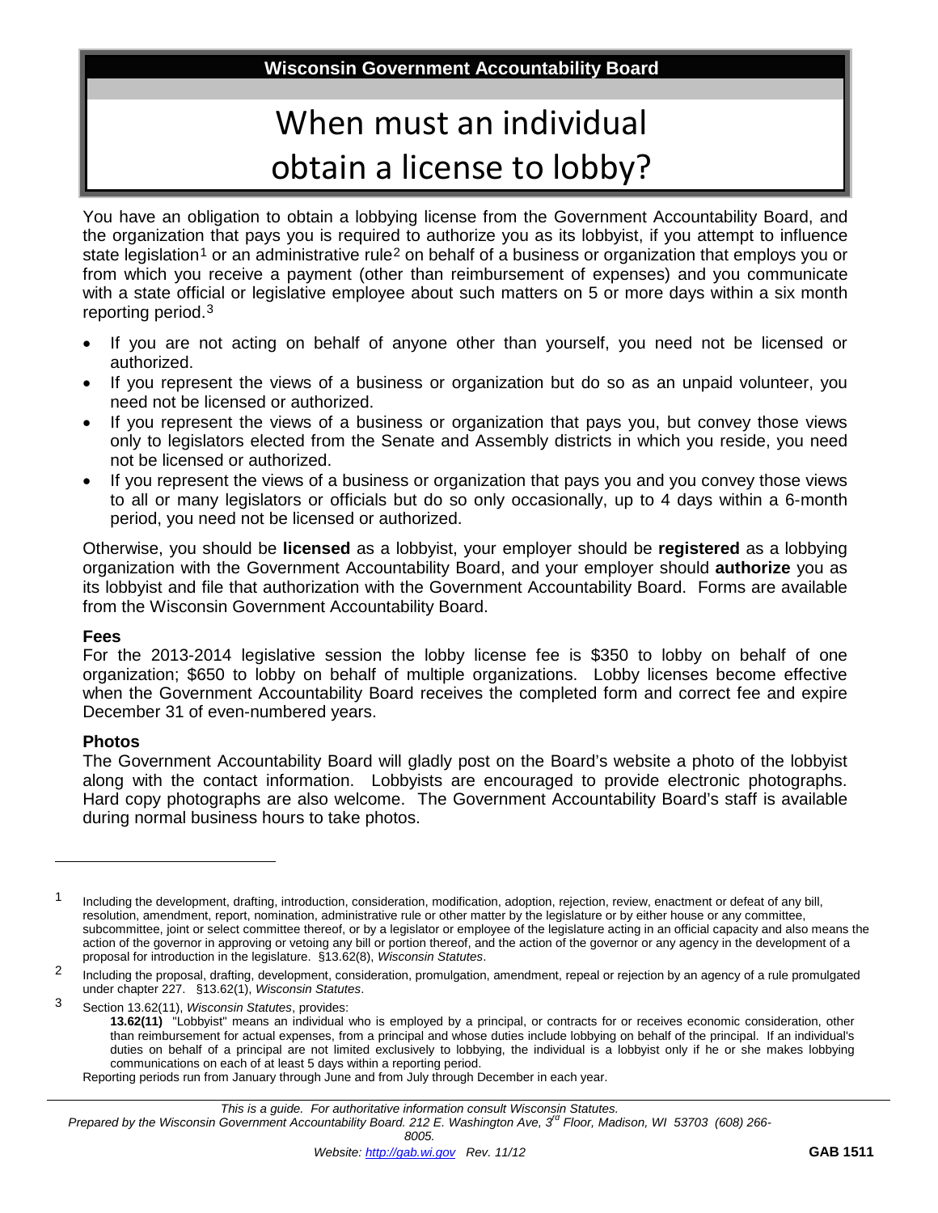**Wisconsin Government Accountability Board**

# When must an individual obtain a license to lobby?

You have an obligation to obtain a lobbying license from the Government Accountability Board, and the organization that pays you is required to authorize you as its lobbyist, if you attempt to influence state legislation[1] or an administrative rule[2] on behalf of a business or organization that employs you or from which you receive a payment (other than reimbursement of expenses) and you communicate with a state official or legislative employee about such matters on 5 or more days within a six month reporting period.[3]

- If you are not acting on behalf of anyone other than yourself, you need not be licensed or authorized.
- If you represent the views of a business or organization but do so as an unpaid volunteer, you need not be licensed or authorized.
- If you represent the views of a business or organization that pays you, but convey those views only to legislators elected from the Senate and Assembly districts in which you reside, you need not be licensed or authorized.
- If you represent the views of a business or organization that pays you and you convey those views to all or many legislators or officials but do so only occasionally, up to 4 days within a 6-month period, you need not be licensed or authorized.

Otherwise, you should be **licensed** as a lobbyist, your employer should be **registered** as a lobbying organization with the Government Accountability Board, and your employer should **authorize** you as its lobbyist and file that authorization with the Government Accountability Board. Forms are available from the Wisconsin Government Accountability Board.

**Fees**

For the 2013-2014 legislative session the lobby license fee is $350 to lobby on behalf of one organization; $650 to lobby on behalf of multiple organizations. Lobby licenses become effective when the Government Accountability Board receives the completed form and correct fee and expire December 31 of even-numbered years.

**Photos**

The Government Accountability Board will gladly post on the Board's website a photo of the lobbyist along with the contact information. Lobbyists are encouraged to provide electronic photographs. Hard copy photographs are also welcome. The Government Accountability Board's staff is available during normal business hours to take photos.

---

[1] Including the development, drafting, introduction, consideration, modification, adoption, rejection, review, enactment or defeat of any bill, resolution, amendment, report, nomination, administrative rule or other matter by the legislature or by either house or any committee, subcommittee, joint or select committee thereof, or by a legislator or employee of the legislature acting in an official capacity and also means the action of the governor in approving or vetoing any bill or portion thereof, and the action of the governor or any agency in the development of a proposal for introduction in the legislature. §13.62(8), *Wisconsin Statutes*.

[2] Including the proposal, drafting, development, consideration, promulgation, amendment, repeal or rejection by an agency of a rule promulgated under chapter 227. §13.62(1), *Wisconsin Statutes*.

[3] Section 13.62(11), *Wisconsin Statutes*, provides:

> **13.62(11)** "Lobbyist" means an individual who is employed by a principal, or contracts for or receives economic consideration, other than reimbursement for actual expenses, from a principal and whose duties include lobbying on behalf of the principal. If an individual's duties on behalf of a principal are not limited exclusively to lobbying, the individual is a lobbyist only if he or she makes lobbying communications on each of at least 5 days within a reporting period.

Reporting periods run from January through June and from July through December in each year.

---

*This is a guide. For authoritative information consult Wisconsin Statutes.*

*Prepared by the Wisconsin Government Accountability Board. 212 E. Washington Ave, 3rd Floor, Madison, WI 53703 (608) 266-8005.*

*Website: http://gab.wi.gov Rev. 11/12* **GAB 1511**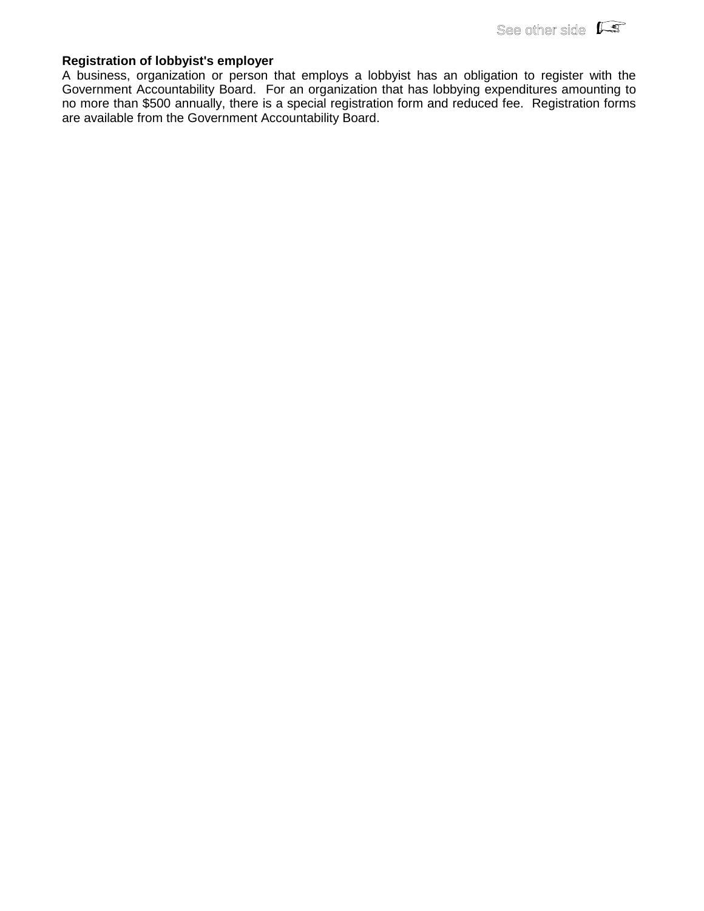See other side ☞

**Registration of lobbyist's employer**

A business, organization or person that employs a lobbyist has an obligation to register with the Government Accountability Board. For an organization that has lobbying expenditures amounting to no more than $500 annually, there is a special registration form and reduced fee. Registration forms are available from the Government Accountability Board.